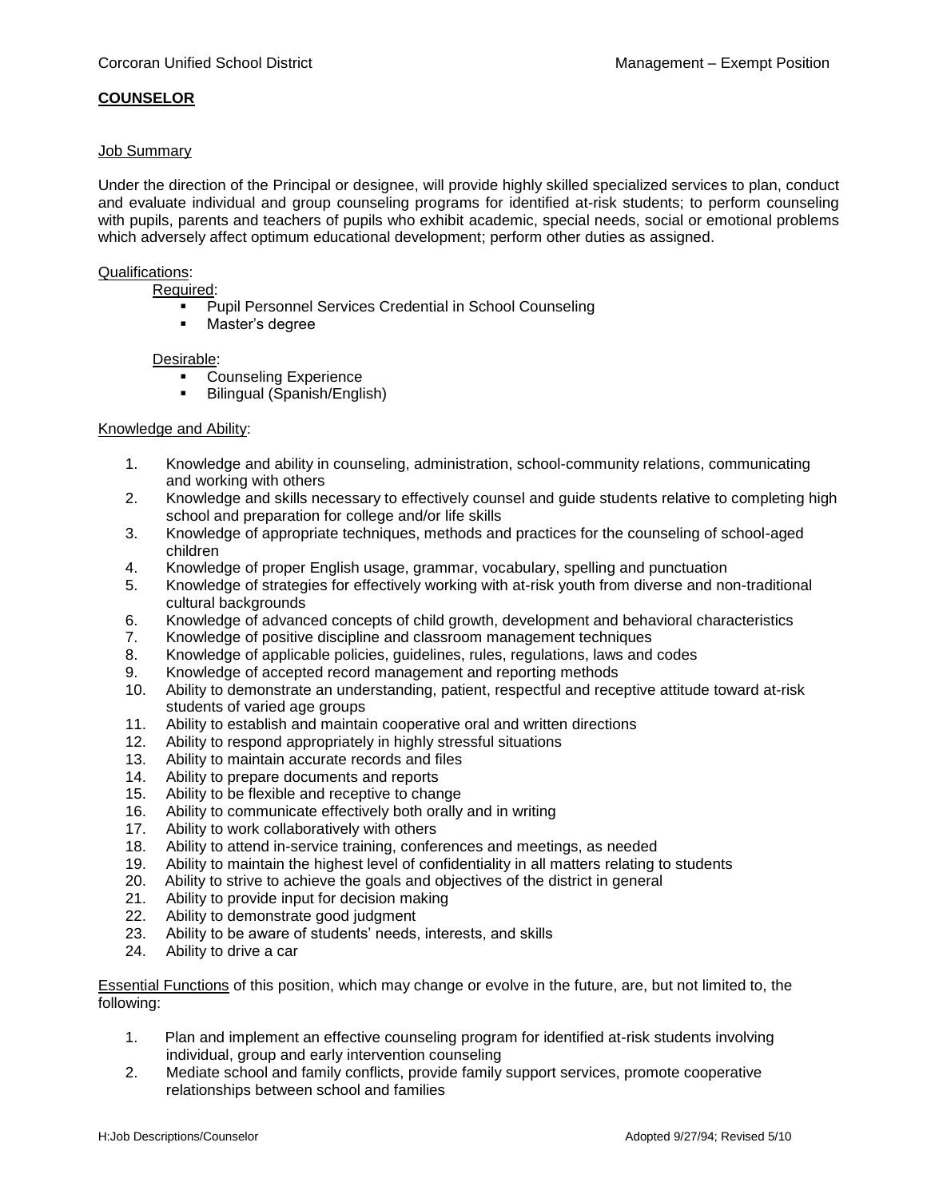Corcoran Unified School District — Management – Exempt Position

# COUNSELOR

## Job Summary

Under the direction of the Principal or designee, will provide highly skilled specialized services to plan, conduct and evaluate individual and group counseling programs for identified at-risk students; to perform counseling with pupils, parents and teachers of pupils who exhibit academic, special needs, social or emotional problems which adversely affect optimum educational development; perform other duties as assigned.

## Qualifications:

Required:

- Pupil Personnel Services Credential in School Counseling
- Master's degree

Desirable:

- Counseling Experience
- Bilingual (Spanish/English)

## Knowledge and Ability:

1. Knowledge and ability in counseling, administration, school-community relations, communicating and working with others
2. Knowledge and skills necessary to effectively counsel and guide students relative to completing high school and preparation for college and/or life skills
3. Knowledge of appropriate techniques, methods and practices for the counseling of school-aged children
4. Knowledge of proper English usage, grammar, vocabulary, spelling and punctuation
5. Knowledge of strategies for effectively working with at-risk youth from diverse and non-traditional cultural backgrounds
6. Knowledge of advanced concepts of child growth, development and behavioral characteristics
7. Knowledge of positive discipline and classroom management techniques
8. Knowledge of applicable policies, guidelines, rules, regulations, laws and codes
9. Knowledge of accepted record management and reporting methods
10. Ability to demonstrate an understanding, patient, respectful and receptive attitude toward at-risk students of varied age groups
11. Ability to establish and maintain cooperative oral and written directions
12. Ability to respond appropriately in highly stressful situations
13. Ability to maintain accurate records and files
14. Ability to prepare documents and reports
15. Ability to be flexible and receptive to change
16. Ability to communicate effectively both orally and in writing
17. Ability to work collaboratively with others
18. Ability to attend in-service training, conferences and meetings, as needed
19. Ability to maintain the highest level of confidentiality in all matters relating to students
20. Ability to strive to achieve the goals and objectives of the district in general
21. Ability to provide input for decision making
22. Ability to demonstrate good judgment
23. Ability to be aware of students' needs, interests, and skills
24. Ability to drive a car

Essential Functions of this position, which may change or evolve in the future, are, but not limited to, the following:

1. Plan and implement an effective counseling program for identified at-risk students involving individual, group and early intervention counseling
2. Mediate school and family conflicts, provide family support services, promote cooperative relationships between school and families

H:Job Descriptions/Counselor — Adopted 9/27/94; Revised 5/10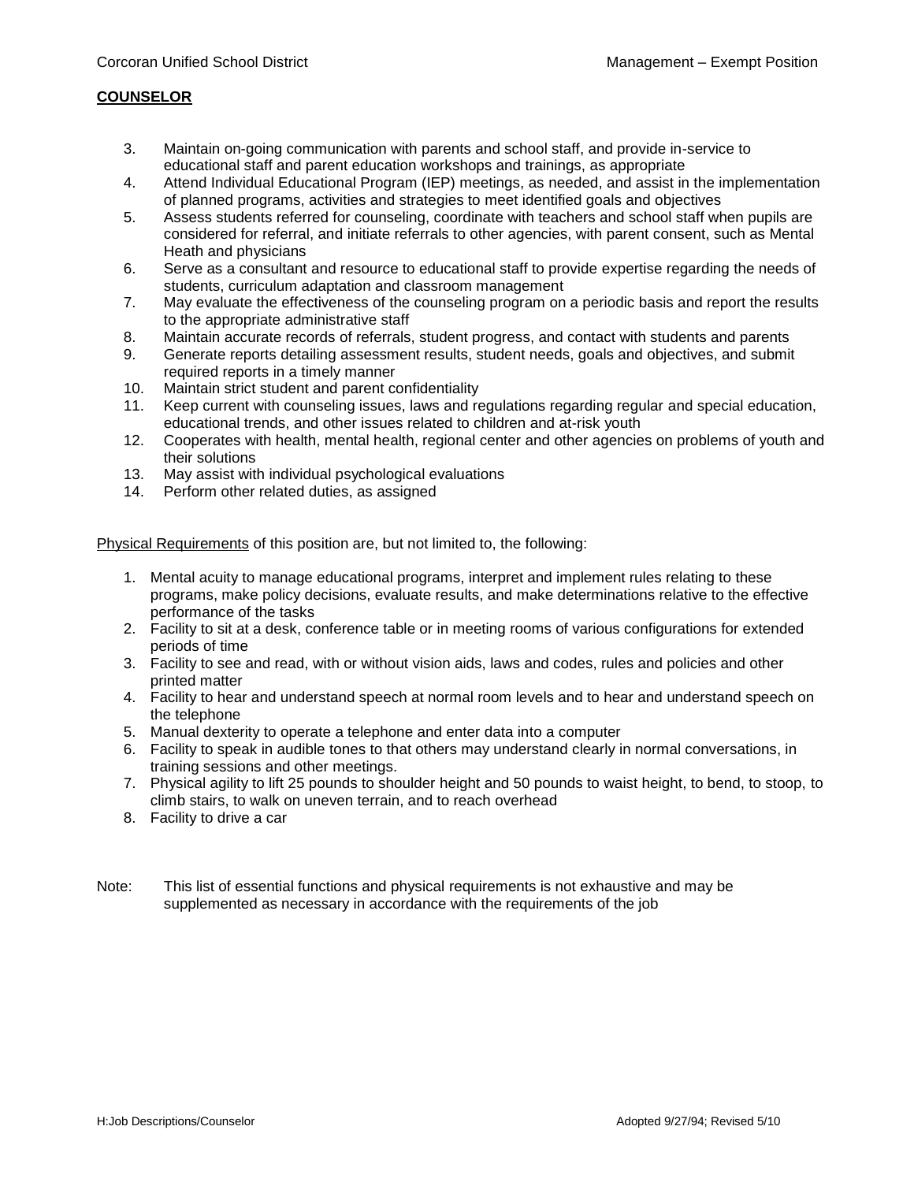**COUNSELOR**

3. Maintain on-going communication with parents and school staff, and provide in-service to educational staff and parent education workshops and trainings, as appropriate
4. Attend Individual Educational Program (IEP) meetings, as needed, and assist in the implementation of planned programs, activities and strategies to meet identified goals and objectives
5. Assess students referred for counseling, coordinate with teachers and school staff when pupils are considered for referral, and initiate referrals to other agencies, with parent consent, such as Mental Heath and physicians
6. Serve as a consultant and resource to educational staff to provide expertise regarding the needs of students, curriculum adaptation and classroom management
7. May evaluate the effectiveness of the counseling program on a periodic basis and report the results to the appropriate administrative staff
8. Maintain accurate records of referrals, student progress, and contact with students and parents
9. Generate reports detailing assessment results, student needs, goals and objectives, and submit required reports in a timely manner
10. Maintain strict student and parent confidentiality
11. Keep current with counseling issues, laws and regulations regarding regular and special education, educational trends, and other issues related to children and at-risk youth
12. Cooperates with health, mental health, regional center and other agencies on problems of youth and their solutions
13. May assist with individual psychological evaluations
14. Perform other related duties, as assigned

Physical Requirements of this position are, but not limited to, the following:

1. Mental acuity to manage educational programs, interpret and implement rules relating to these programs, make policy decisions, evaluate results, and make determinations relative to the effective performance of the tasks
2. Facility to sit at a desk, conference table or in meeting rooms of various configurations for extended periods of time
3. Facility to see and read, with or without vision aids, laws and codes, rules and policies and other printed matter
4. Facility to hear and understand speech at normal room levels and to hear and understand speech on the telephone
5. Manual dexterity to operate a telephone and enter data into a computer
6. Facility to speak in audible tones to that others may understand clearly in normal conversations, in training sessions and other meetings.
7. Physical agility to lift 25 pounds to shoulder height and 50 pounds to waist height, to bend, to stoop, to climb stairs, to walk on uneven terrain, and to reach overhead
8. Facility to drive a car

Note: This list of essential functions and physical requirements is not exhaustive and may be supplemented as necessary in accordance with the requirements of the job

H:Job Descriptions/Counselor — Adopted 9/27/94; Revised 5/10